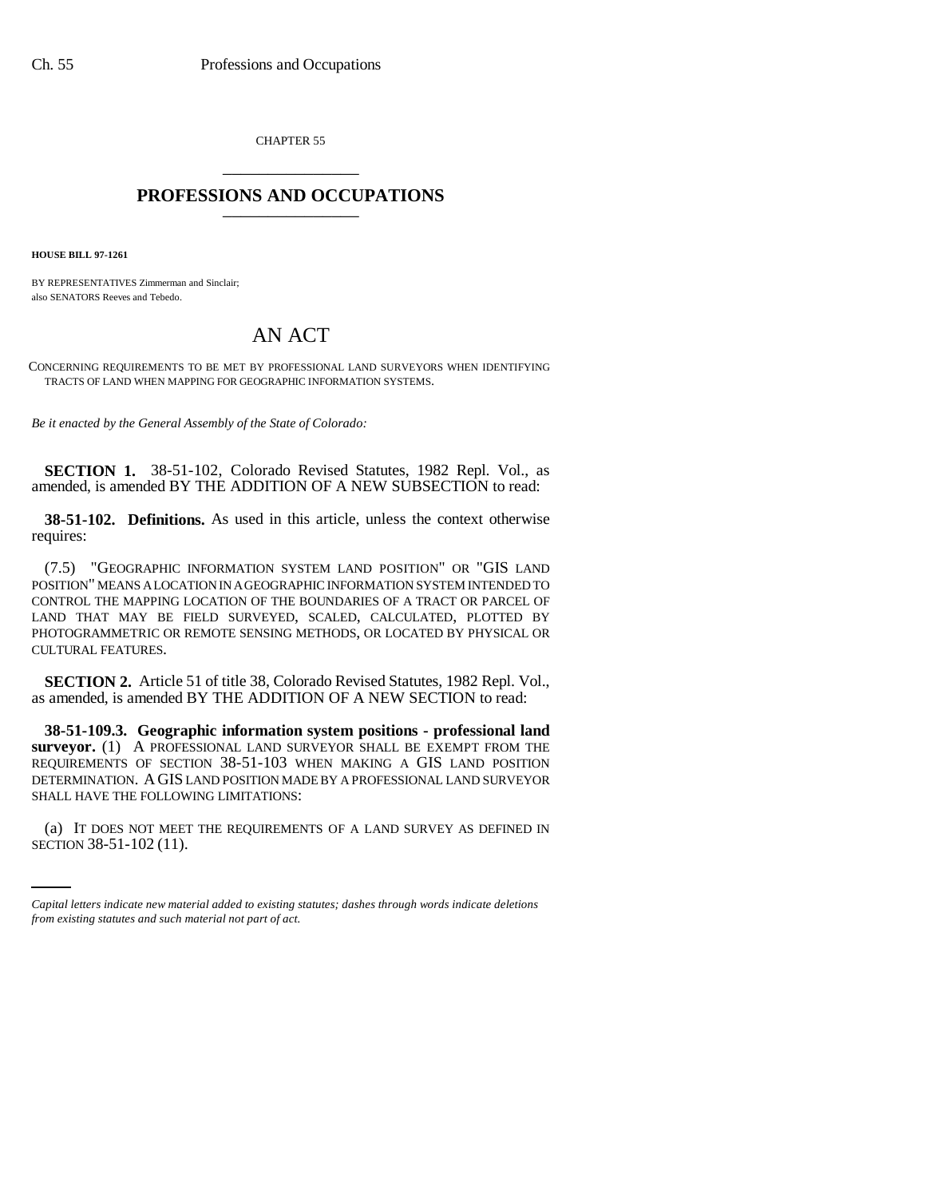CHAPTER 55

## PROFESSIONS AND OCCUPATIONS

**HOUSE BILL 97-1261**

BY REPRESENTATIVES Zimmerman and Sinclair;
also SENATORS Reeves and Tebedo.

# AN ACT

CONCERNING REQUIREMENTS TO BE MET BY PROFESSIONAL LAND SURVEYORS WHEN IDENTIFYING TRACTS OF LAND WHEN MAPPING FOR GEOGRAPHIC INFORMATION SYSTEMS.

*Be it enacted by the General Assembly of the State of Colorado:*

**SECTION 1.** 38-51-102, Colorado Revised Statutes, 1982 Repl. Vol., as amended, is amended BY THE ADDITION OF A NEW SUBSECTION to read:

**38-51-102. Definitions.** As used in this article, unless the context otherwise requires:

(7.5) "GEOGRAPHIC INFORMATION SYSTEM LAND POSITION" OR "GIS LAND POSITION" MEANS A LOCATION IN A GEOGRAPHIC INFORMATION SYSTEM INTENDED TO CONTROL THE MAPPING LOCATION OF THE BOUNDARIES OF A TRACT OR PARCEL OF LAND THAT MAY BE FIELD SURVEYED, SCALED, CALCULATED, PLOTTED BY PHOTOGRAMMETRIC OR REMOTE SENSING METHODS, OR LOCATED BY PHYSICAL OR CULTURAL FEATURES.

**SECTION 2.** Article 51 of title 38, Colorado Revised Statutes, 1982 Repl. Vol., as amended, is amended BY THE ADDITION OF A NEW SECTION to read:

**38-51-109.3. Geographic information system positions - professional land surveyor.** (1) A PROFESSIONAL LAND SURVEYOR SHALL BE EXEMPT FROM THE REQUIREMENTS OF SECTION 38-51-103 WHEN MAKING A GIS LAND POSITION DETERMINATION. A GIS LAND POSITION MADE BY A PROFESSIONAL LAND SURVEYOR SHALL HAVE THE FOLLOWING LIMITATIONS:

(a) IT DOES NOT MEET THE REQUIREMENTS OF A LAND SURVEY AS DEFINED IN SECTION 38-51-102 (11).

*Capital letters indicate new material added to existing statutes; dashes through words indicate deletions from existing statutes and such material not part of act.*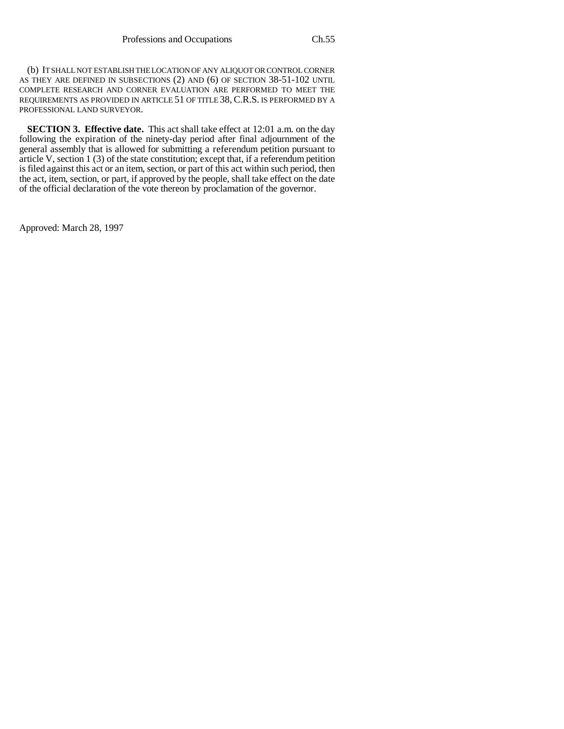(b) IT SHALL NOT ESTABLISH THE LOCATION OF ANY ALIQUOT OR CONTROL CORNER AS THEY ARE DEFINED IN SUBSECTIONS (2) AND (6) OF SECTION 38-51-102 UNTIL COMPLETE RESEARCH AND CORNER EVALUATION ARE PERFORMED TO MEET THE REQUIREMENTS AS PROVIDED IN ARTICLE 51 OF TITLE 38, C.R.S. IS PERFORMED BY A PROFESSIONAL LAND SURVEYOR.

**SECTION 3. Effective date.** This act shall take effect at 12:01 a.m. on the day following the expiration of the ninety-day period after final adjournment of the general assembly that is allowed for submitting a referendum petition pursuant to article V, section 1 (3) of the state constitution; except that, if a referendum petition is filed against this act or an item, section, or part of this act within such period, then the act, item, section, or part, if approved by the people, shall take effect on the date of the official declaration of the vote thereon by proclamation of the governor.

Approved: March 28, 1997